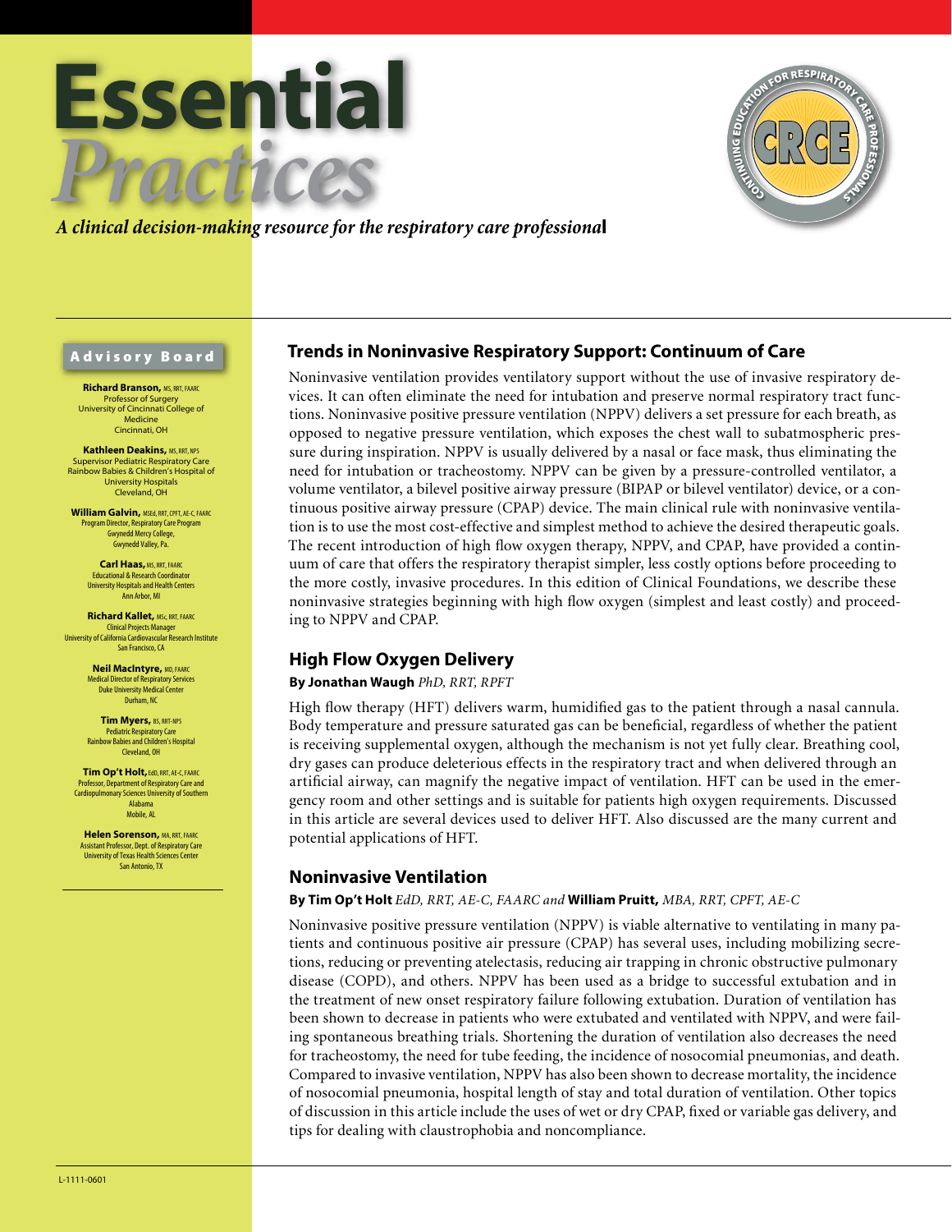# Essential Practices

*A clinical decision-making resource for the respiratory care professional*

CONTINUING EDUCATION FOR RESPIRATORY CARE PROFESSIONALS — CRCE

## Advisory Board

**Richard Branson,** MS, RRT, FAARC
Professor of Surgery
University of Cincinnati College of Medicine
Cincinnati, OH

**Kathleen Deakins,** MS, RRT, NPS
Supervisor Pediatric Respiratory Care
Rainbow Babies & Children's Hospital of University Hospitals
Cleveland, OH

**William Galvin,** MSEd, RRT, CPFT, AE-C, FAARC
Program Director, Respiratory Care Program
Gwynedd Mercy College,
Gwynedd Valley, Pa.

**Carl Haas,** MS, RRT, FAARC
Educational & Research Coordinator
University Hospitals and Health Centers
Ann Arbor, MI

**Richard Kallet,** MSc, RRT, FAARC
Clinical Projects Manager
University of California Cardiovascular Research Institute
San Francisco, CA

**Neil MacIntyre,** MD, FAARC
Medical Director of Respiratory Services
Duke University Medical Center
Durham, NC

**Tim Myers,** BS, RRT-NPS
Pediatric Respiratory Care
Rainbow Babies and Children's Hospital
Cleveland, OH

**Tim Op't Holt,** EdD, RRT, AE-C, FAARC
Professor, Department of Respiratory Care and Cardiopulmonary Sciences University of Southern Alabama
Mobile, AL

**Helen Sorenson,** MA, RRT, FAARC
Assistant Professor, Dept. of Respiratory Care
University of Texas Health Sciences Center
San Antonio, TX

## Trends in Noninvasive Respiratory Support: Continuum of Care

Noninvasive ventilation provides ventilatory support without the use of invasive respiratory devices. It can often eliminate the need for intubation and preserve normal respiratory tract functions. Noninvasive positive pressure ventilation (NPPV) delivers a set pressure for each breath, as opposed to negative pressure ventilation, which exposes the chest wall to subatmospheric pressure during inspiration. NPPV is usually delivered by a nasal or face mask, thus eliminating the need for intubation or tracheostomy. NPPV can be given by a pressure-controlled ventilator, a volume ventilator, a bilevel positive airway pressure (BIPAP or bilevel ventilator) device, or a continuous positive airway pressure (CPAP) device. The main clinical rule with noninvasive ventilation is to use the most cost-effective and simplest method to achieve the desired therapeutic goals. The recent introduction of high flow oxygen therapy, NPPV, and CPAP, have provided a continuum of care that offers the respiratory therapist simpler, less costly options before proceeding to the more costly, invasive procedures. In this edition of Clinical Foundations, we describe these noninvasive strategies beginning with high flow oxygen (simplest and least costly) and proceeding to NPPV and CPAP.

## High Flow Oxygen Delivery

**By Jonathan Waugh** *PhD, RRT, RPFT*

High flow therapy (HFT) delivers warm, humidified gas to the patient through a nasal cannula. Body temperature and pressure saturated gas can be beneficial, regardless of whether the patient is receiving supplemental oxygen, although the mechanism is not yet fully clear. Breathing cool, dry gases can produce deleterious effects in the respiratory tract and when delivered through an artificial airway, can magnify the negative impact of ventilation. HFT can be used in the emergency room and other settings and is suitable for patients high oxygen requirements. Discussed in this article are several devices used to deliver HFT. Also discussed are the many current and potential applications of HFT.

## Noninvasive Ventilation

**By Tim Op't Holt** *EdD, RRT, AE-C, FAARC and* **William Pruitt,** *MBA, RRT, CPFT, AE-C*

Noninvasive positive pressure ventilation (NPPV) is viable alternative to ventilating in many patients and continuous positive air pressure (CPAP) has several uses, including mobilizing secretions, reducing or preventing atelectasis, reducing air trapping in chronic obstructive pulmonary disease (COPD), and others. NPPV has been used as a bridge to successful extubation and in the treatment of new onset respiratory failure following extubation. Duration of ventilation has been shown to decrease in patients who were extubated and ventilated with NPPV, and were failing spontaneous breathing trials. Shortening the duration of ventilation also decreases the need for tracheostomy, the need for tube feeding, the incidence of nosocomial pneumonias, and death. Compared to invasive ventilation, NPPV has also been shown to decrease mortality, the incidence of nosocomial pneumonia, hospital length of stay and total duration of ventilation. Other topics of discussion in this article include the uses of wet or dry CPAP, fixed or variable gas delivery, and tips for dealing with claustrophobia and noncompliance.

L-1111-0601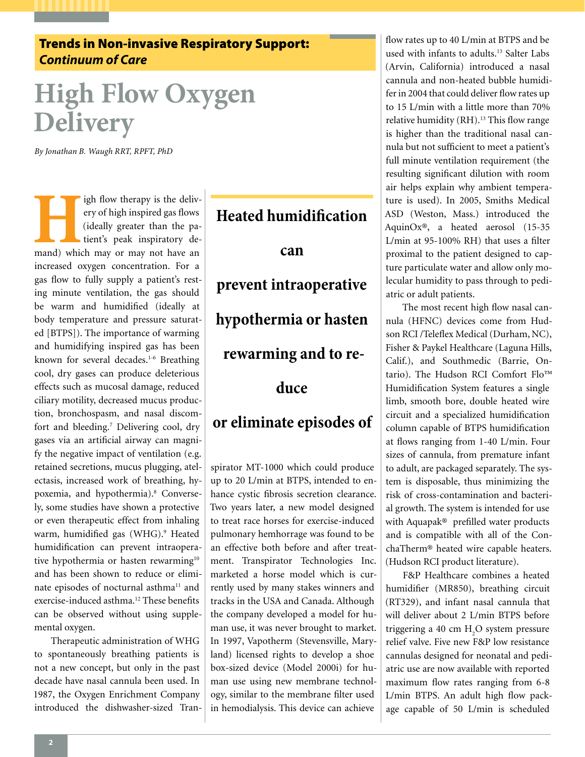**Trends in Non-invasive Respiratory Support:** ***Continuum of Care***

# High Flow Oxygen Delivery

*By Jonathan B. Waugh RRT, RPFT, PhD*

High flow therapy is the delivery of high inspired gas flows (ideally greater than the patient's peak inspiratory demand) which may or may not have an increased oxygen concentration. For a gas flow to fully supply a patient's resting minute ventilation, the gas should be warm and humidified (ideally at body temperature and pressure saturated [BTPS]). The importance of warming and humidifying inspired gas has been known for several decades.[1-6] Breathing cool, dry gases can produce deleterious effects such as mucosal damage, reduced ciliary motility, decreased mucus production, bronchospasm, and nasal discomfort and bleeding.[7] Delivering cool, dry gases via an artificial airway can magnify the negative impact of ventilation (e.g. retained secretions, mucus plugging, atelectasis, increased work of breathing, hypoxemia, and hypothermia).[8] Conversely, some studies have shown a protective or even therapeutic effect from inhaling warm, humidified gas (WHG).[9] Heated humidification can prevent intraoperative hypothermia or hasten rewarming[10] and has been shown to reduce or eliminate episodes of nocturnal asthma[11] and exercise-induced asthma.[12] These benefits can be observed without using supplemental oxygen.

Therapeutic administration of WHG to spontaneously breathing patients is not a new concept, but only in the past decade have nasal cannula been used. In 1987, the Oxygen Enrichment Company introduced the dishwasher-sized Transpirator MT-1000 which could produce up to 20 L/min at BTPS, intended to enhance cystic fibrosis secretion clearance. Two years later, a new model designed to treat race horses for exercise-induced pulmonary hemhorrage was found to be an effective both before and after treatment. Transpirator Technologies Inc. marketed a horse model which is currently used by many stakes winners and tracks in the USA and Canada. Although the company developed a model for human use, it was never brought to market. In 1997, Vapotherm (Stevensville, Maryland) licensed rights to develop a shoe box-sized device (Model 2000i) for human use using new membrane technology, similar to the membrane filter used in hemodialysis. This device can achieve flow rates up to 40 L/min at BTPS and be used with infants to adults.[13] Salter Labs (Arvin, California) introduced a nasal cannula and non-heated bubble humidifer in 2004 that could deliver flow rates up to 15 L/min with a little more than 70% relative humidity (RH).[13] This flow range is higher than the traditional nasal cannula but not sufficient to meet a patient's full minute ventilation requirement (the resulting significant dilution with room air helps explain why ambient temperature is used). In 2005, Smiths Medical ASD (Weston, Mass.) introduced the AquinOx®, a heated aerosol (15-35 L/min at 95-100% RH) that uses a filter proximal to the patient designed to capture particulate water and allow only molecular humidity to pass through to pediatric or adult patients.

> **Heated humidification can prevent intraoperative hypothermia or hasten rewarming and to reduce or eliminate episodes of**

The most recent high flow nasal cannula (HFNC) devices come from Hudson RCI /Teleflex Medical (Durham, NC), Fisher & Paykel Healthcare (Laguna Hills, Calif.), and Southmedic (Barrie, Ontario). The Hudson RCI Comfort Flo™ Humidification System features a single limb, smooth bore, double heated wire circuit and a specialized humidification column capable of BTPS humidification at flows ranging from 1-40 L/min. Four sizes of cannula, from premature infant to adult, are packaged separately. The system is disposable, thus minimizing the risk of cross-contamination and bacterial growth. The system is intended for use with Aquapak® prefilled water products and is compatible with all of the ConchaTherm® heated wire capable heaters. (Hudson RCI product literature).

F&P Healthcare combines a heated humidifier (MR850), breathing circuit (RT329), and infant nasal cannula that will deliver about 2 L/min BTPS before triggering a 40 cm $H_2O$ system pressure relief valve. Five new F&P low resistance cannulas designed for neonatal and pediatric use are now available with reported maximum flow rates ranging from 6-8 L/min BTPS. An adult high flow package capable of 50 L/min is scheduled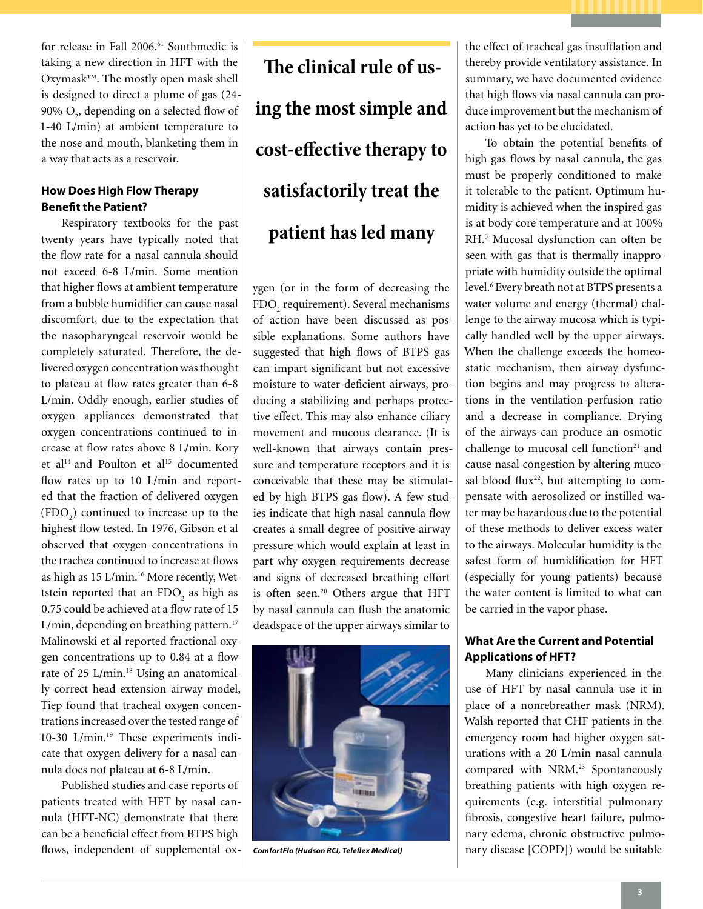for release in Fall 2006.[61] Southmedic is taking a new direction in HFT with the Oxymask™. The mostly open mask shell is designed to direct a plume of gas (24-90% $O_2$, depending on a selected flow of 1-40 L/min) at ambient temperature to the nose and mouth, blanketing them in a way that acts as a reservoir.

### How Does High Flow Therapy Benefit the Patient?

Respiratory textbooks for the past twenty years have typically noted that the flow rate for a nasal cannula should not exceed 6-8 L/min. Some mention that higher flows at ambient temperature from a bubble humidifier can cause nasal discomfort, due to the expectation that the nasopharyngeal reservoir would be completely saturated. Therefore, the delivered oxygen concentration was thought to plateau at flow rates greater than 6-8 L/min. Oddly enough, earlier studies of oxygen appliances demonstrated that oxygen concentrations continued to increase at flow rates above 8 L/min. Kory et al[14] and Poulton et al[15] documented flow rates up to 10 L/min and reported that the fraction of delivered oxygen ($FDO_2$) continued to increase up to the highest flow tested. In 1976, Gibson et al observed that oxygen concentrations in the trachea continued to increase at flows as high as 15 L/min.[16] More recently, Wettstein reported that an $FDO_2$ as high as 0.75 could be achieved at a flow rate of 15 L/min, depending on breathing pattern.[17] Malinowski et al reported fractional oxygen concentrations up to 0.84 at a flow rate of 25 L/min.[18] Using an anatomically correct head extension airway model, Tiep found that tracheal oxygen concentrations increased over the tested range of 10-30 L/min.[19] These experiments indicate that oxygen delivery for a nasal cannula does not plateau at 6-8 L/min.

Published studies and case reports of patients treated with HFT by nasal cannula (HFT-NC) demonstrate that there can be a beneficial effect from BTPS high flows, independent of supplemental oxygen (or in the form of decreasing the $FDO_2$ requirement). Several mechanisms of action have been discussed as possible explanations. Some authors have suggested that high flows of BTPS gas can impart significant but not excessive moisture to water-deficient airways, producing a stabilizing and perhaps protective effect. This may also enhance ciliary movement and mucous clearance. (It is well-known that airways contain pressure and temperature receptors and it is conceivable that these may be stimulated by high BTPS gas flow). A few studies indicate that high nasal cannula flow creates a small degree of positive airway pressure which would explain at least in part why oxygen requirements decrease and signs of decreased breathing effort is often seen.[20] Others argue that HFT by nasal cannula can flush the anatomic deadspace of the upper airways similar to the effect of tracheal gas insufflation and thereby provide ventilatory assistance. In summary, we have documented evidence that high flows via nasal cannula can produce improvement but the mechanism of action has yet to be elucidated.

> **The clinical rule of using the most simple and cost-effective therapy to satisfactorily treat the patient has led many**

*ComfortFlo (Hudson RCI, Teleflex Medical)*

To obtain the potential benefits of high gas flows by nasal cannula, the gas must be properly conditioned to make it tolerable to the patient. Optimum humidity is achieved when the inspired gas is at body core temperature and at 100% RH.[5] Mucosal dysfunction can often be seen with gas that is thermally inappropriate with humidity outside the optimal level.[6] Every breath not at BTPS presents a water volume and energy (thermal) challenge to the airway mucosa which is typically handled well by the upper airways. When the challenge exceeds the homeostatic mechanism, then airway dysfunction begins and may progress to alterations in the ventilation-perfusion ratio and a decrease in compliance. Drying of the airways can produce an osmotic challenge to mucosal cell function[21] and cause nasal congestion by altering mucosal blood flux[22], but attempting to compensate with aerosolized or instilled water may be hazardous due to the potential of these methods to deliver excess water to the airways. Molecular humidity is the safest form of humidification for HFT (especially for young patients) because the water content is limited to what can be carried in the vapor phase.

### What Are the Current and Potential Applications of HFT?

Many clinicians experienced in the use of HFT by nasal cannula use it in place of a nonrebreather mask (NRM). Walsh reported that CHF patients in the emergency room had higher oxygen saturations with a 20 L/min nasal cannula compared with NRM.[23] Spontaneously breathing patients with high oxygen requirements (e.g. interstitial pulmonary fibrosis, congestive heart failure, pulmonary edema, chronic obstructive pulmonary disease [COPD]) would be suitable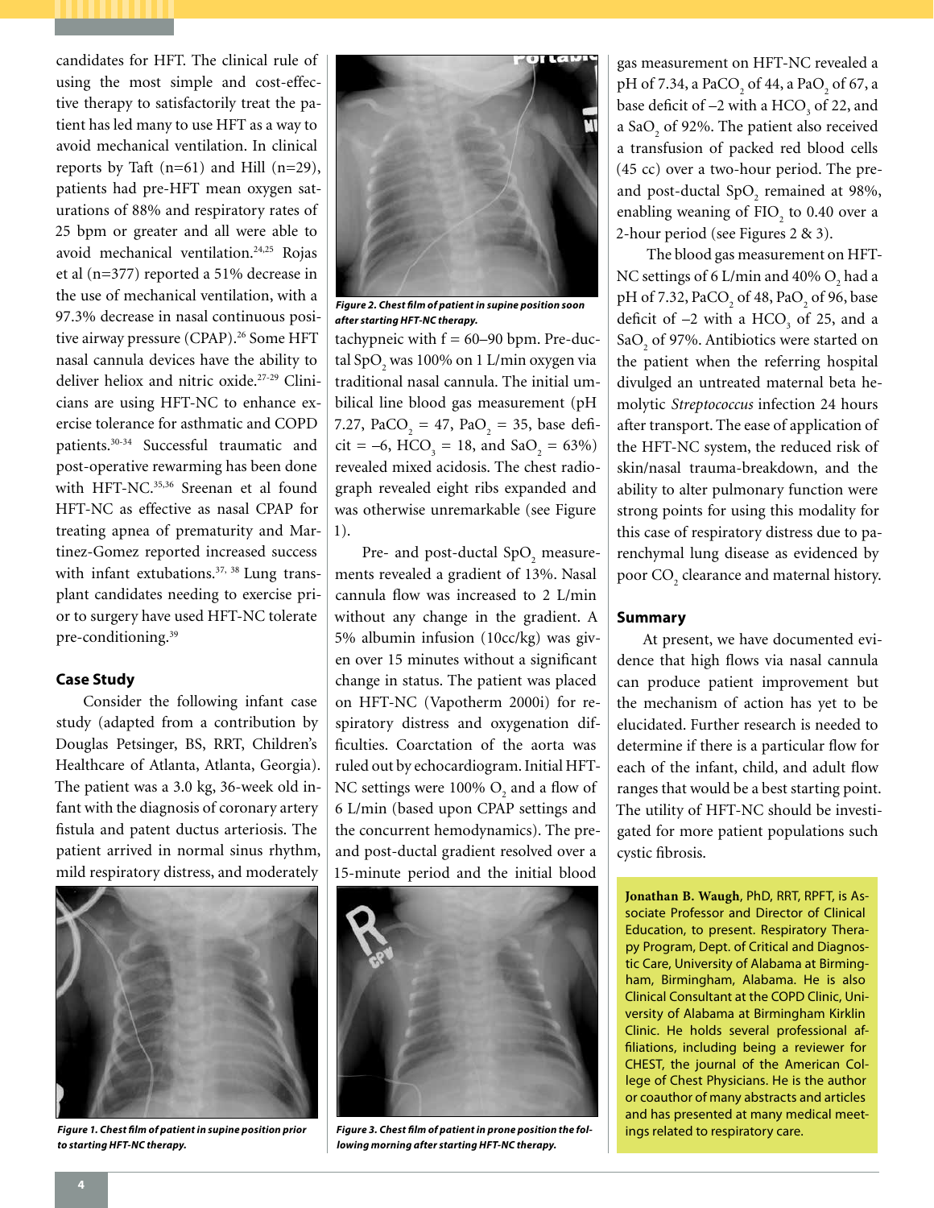candidates for HFT. The clinical rule of using the most simple and cost-effective therapy to satisfactorily treat the patient has led many to use HFT as a way to avoid mechanical ventilation. In clinical reports by Taft (n=61) and Hill (n=29), patients had pre-HFT mean oxygen saturations of 88% and respiratory rates of 25 bpm or greater and all were able to avoid mechanical ventilation.[24,25] Rojas et al (n=377) reported a 51% decrease in the use of mechanical ventilation, with a 97.3% decrease in nasal continuous positive airway pressure (CPAP).[26] Some HFT nasal cannula devices have the ability to deliver heliox and nitric oxide.[27-29] Clinicians are using HFT-NC to enhance exercise tolerance for asthmatic and COPD patients.[30-34] Successful traumatic and post-operative rewarming has been done with HFT-NC.[35,36] Sreenan et al found HFT-NC as effective as nasal CPAP for treating apnea of prematurity and Martinez-Gomez reported increased success with infant extubations.[37, 38] Lung transplant candidates needing to exercise prior to surgery have used HFT-NC tolerate pre-conditioning.[39]

## Case Study

Consider the following infant case study (adapted from a contribution by Douglas Petsinger, BS, RRT, Children's Healthcare of Atlanta, Atlanta, Georgia). The patient was a 3.0 kg, 36-week old infant with the diagnosis of coronary artery fistula and patent ductus arteriosis. The patient arrived in normal sinus rhythm, mild respiratory distress, and moderately tachypneic with f = 60–90 bpm. Pre-ductal $SpO_2$ was 100% on 1 L/min oxygen via traditional nasal cannula. The initial umbilical line blood gas measurement (pH 7.27, $PaCO_2$ = 47, $PaO_2$ = 35, base deficit = –6, $HCO_3$ = 18, and $SaO_2$ = 63%) revealed mixed acidosis. The chest radiograph revealed eight ribs expanded and was otherwise unremarkable (see Figure 1).

*Figure 1. Chest film of patient in supine position prior to starting HFT-NC therapy.*

*Figure 2. Chest film of patient in supine position soon after starting HFT-NC therapy.*

Pre- and post-ductal $SpO_2$ measurements revealed a gradient of 13%. Nasal cannula flow was increased to 2 L/min without any change in the gradient. A 5% albumin infusion (10cc/kg) was given over 15 minutes without a significant change in status. The patient was placed on HFT-NC (Vapotherm 2000i) for respiratory distress and oxygenation difficulties. Coarctation of the aorta was ruled out by echocardiogram. Initial HFT-NC settings were 100% $O_2$ and a flow of 6 L/min (based upon CPAP settings and the concurrent hemodynamics). The pre- and post-ductal gradient resolved over a 15-minute period and the initial blood gas measurement on HFT-NC revealed a pH of 7.34, a $PaCO_2$ of 44, a $PaO_2$ of 67, a base deficit of –2 with a $HCO_3$ of 22, and a $SaO_2$ of 92%. The patient also received a transfusion of packed red blood cells (45 cc) over a two-hour period. The pre- and post-ductal $SpO_2$ remained at 98%, enabling weaning of $FIO_2$ to 0.40 over a 2-hour period (see Figures 2 & 3).

*Figure 3. Chest film of patient in prone position the following morning after starting HFT-NC therapy.*

The blood gas measurement on HFT-NC settings of 6 L/min and 40% $O_2$ had a pH of 7.32, $PaCO_2$ of 48, $PaO_2$ of 96, base deficit of –2 with a $HCO_3$ of 25, and a $SaO_2$ of 97%. Antibiotics were started on the patient when the referring hospital divulged an untreated maternal beta hemolytic *Streptococcus* infection 24 hours after transport. The ease of application of the HFT-NC system, the reduced risk of skin/nasal trauma-breakdown, and the ability to alter pulmonary function were strong points for using this modality for this case of respiratory distress due to parenchymal lung disease as evidenced by poor $CO_2$ clearance and maternal history.

## Summary

At present, we have documented evidence that high flows via nasal cannula can produce patient improvement but the mechanism of action has yet to be elucidated. Further research is needed to determine if there is a particular flow for each of the infant, child, and adult flow ranges that would be a best starting point. The utility of HFT-NC should be investigated for more patient populations such cystic fibrosis.

**Jonathan B. Waugh**, PhD, RRT, RPFT, is Associate Professor and Director of Clinical Education, to present. Respiratory Therapy Program, Dept. of Critical and Diagnostic Care, University of Alabama at Birmingham, Birmingham, Alabama. He is also Clinical Consultant at the COPD Clinic, University of Alabama at Birmingham Kirklin Clinic. He holds several professional affiliations, including being a reviewer for CHEST, the journal of the American College of Chest Physicians. He is the author or coauthor of many abstracts and articles and has presented at many medical meetings related to respiratory care.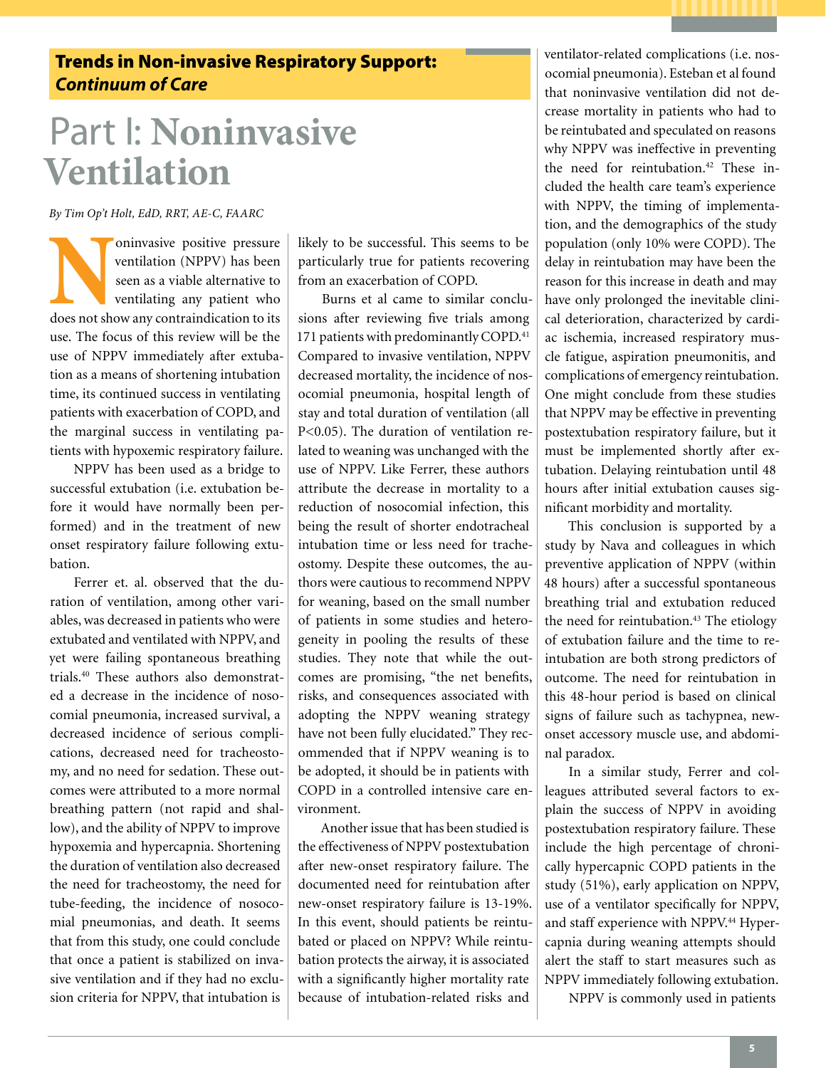**Trends in Non-invasive Respiratory Support:**
***Continuum of Care***

# Part I: Noninvasive Ventilation

*By Tim Op't Holt, EdD, RRT, AE-C, FAARC*

Noninvasive positive pressure ventilation (NPPV) has been seen as a viable alternative to ventilating any patient who does not show any contraindication to its use. The focus of this review will be the use of NPPV immediately after extubation as a means of shortening intubation time, its continued success in ventilating patients with exacerbation of COPD, and the marginal success in ventilating patients with hypoxemic respiratory failure.

NPPV has been used as a bridge to successful extubation (i.e. extubation before it would have normally been performed) and in the treatment of new onset respiratory failure following extubation.

Ferrer et. al. observed that the duration of ventilation, among other variables, was decreased in patients who were extubated and ventilated with NPPV, and yet were failing spontaneous breathing trials.[40] These authors also demonstrated a decrease in the incidence of nosocomial pneumonia, increased survival, a decreased incidence of serious complications, decreased need for tracheostomy, and no need for sedation. These outcomes were attributed to a more normal breathing pattern (not rapid and shallow), and the ability of NPPV to improve hypoxemia and hypercapnia. Shortening the duration of ventilation also decreased the need for tracheostomy, the need for tube-feeding, the incidence of nosocomial pneumonias, and death. It seems that from this study, one could conclude that once a patient is stabilized on invasive ventilation and if they had no exclusion criteria for NPPV, that intubation is likely to be successful. This seems to be particularly true for patients recovering from an exacerbation of COPD.

Burns et al came to similar conclusions after reviewing five trials among 171 patients with predominantly COPD.[41] Compared to invasive ventilation, NPPV decreased mortality, the incidence of nosocomial pneumonia, hospital length of stay and total duration of ventilation (all $P<0.05$). The duration of ventilation related to weaning was unchanged with the use of NPPV. Like Ferrer, these authors attribute the decrease in mortality to a reduction of nosocomial infection, this being the result of shorter endotracheal intubation time or less need for tracheostomy. Despite these outcomes, the authors were cautious to recommend NPPV for weaning, based on the small number of patients in some studies and heterogeneity in pooling the results of these studies. They note that while the outcomes are promising, "the net benefits, risks, and consequences associated with adopting the NPPV weaning strategy have not been fully elucidated." They recommended that if NPPV weaning is to be adopted, it should be in patients with COPD in a controlled intensive care environment.

Another issue that has been studied is the effectiveness of NPPV postextubation after new-onset respiratory failure. The documented need for reintubation after new-onset respiratory failure is 13-19%. In this event, should patients be reintubated or placed on NPPV? While reintubation protects the airway, it is associated with a significantly higher mortality rate because of intubation-related risks and ventilator-related complications (i.e. nosocomial pneumonia). Esteban et al found that noninvasive ventilation did not decrease mortality in patients who had to be reintubated and speculated on reasons why NPPV was ineffective in preventing the need for reintubation.[42] These included the health care team's experience with NPPV, the timing of implementation, and the demographics of the study population (only 10% were COPD). The delay in reintubation may have been the reason for this increase in death and may have only prolonged the inevitable clinical deterioration, characterized by cardiac ischemia, increased respiratory muscle fatigue, aspiration pneumonitis, and complications of emergency reintubation. One might conclude from these studies that NPPV may be effective in preventing postextubation respiratory failure, but it must be implemented shortly after extubation. Delaying reintubation until 48 hours after initial extubation causes significant morbidity and mortality.

This conclusion is supported by a study by Nava and colleagues in which preventive application of NPPV (within 48 hours) after a successful spontaneous breathing trial and extubation reduced the need for reintubation.[43] The etiology of extubation failure and the time to reintubation are both strong predictors of outcome. The need for reintubation in this 48-hour period is based on clinical signs of failure such as tachypnea, new-onset accessory muscle use, and abdominal paradox.

In a similar study, Ferrer and colleagues attributed several factors to explain the success of NPPV in avoiding postextubation respiratory failure. These include the high percentage of chronically hypercapnic COPD patients in the study (51%), early application on NPPV, use of a ventilator specifically for NPPV, and staff experience with NPPV.[44] Hypercapnia during weaning attempts should alert the staff to start measures such as NPPV immediately following extubation.

NPPV is commonly used in patients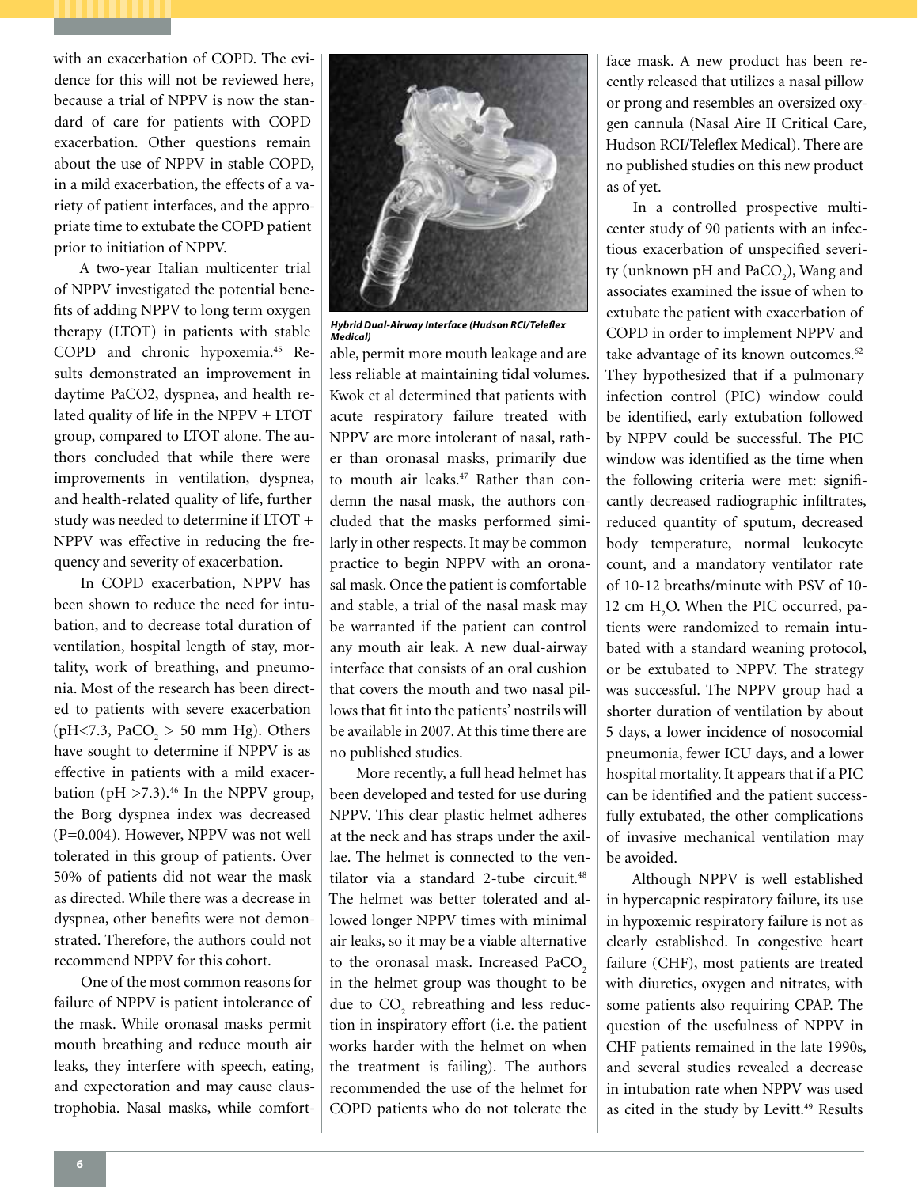with an exacerbation of COPD. The evidence for this will not be reviewed here, because a trial of NPPV is now the standard of care for patients with COPD exacerbation. Other questions remain about the use of NPPV in stable COPD, in a mild exacerbation, the effects of a variety of patient interfaces, and the appropriate time to extubate the COPD patient prior to initiation of NPPV.

A two-year Italian multicenter trial of NPPV investigated the potential benefits of adding NPPV to long term oxygen therapy (LTOT) in patients with stable COPD and chronic hypoxemia.[45] Results demonstrated an improvement in daytime PaCO2, dyspnea, and health related quality of life in the NPPV + LTOT group, compared to LTOT alone. The authors concluded that while there were improvements in ventilation, dyspnea, and health-related quality of life, further study was needed to determine if LTOT + NPPV was effective in reducing the frequency and severity of exacerbation.

In COPD exacerbation, NPPV has been shown to reduce the need for intubation, and to decrease total duration of ventilation, hospital length of stay, mortality, work of breathing, and pneumonia. Most of the research has been directed to patients with severe exacerbation (pH<7.3, $PaCO_2$ > 50 mm Hg). Others have sought to determine if NPPV is as effective in patients with a mild exacerbation (pH >7.3).[46] In the NPPV group, the Borg dyspnea index was decreased (P=0.004). However, NPPV was not well tolerated in this group of patients. Over 50% of patients did not wear the mask as directed. While there was a decrease in dyspnea, other benefits were not demonstrated. Therefore, the authors could not recommend NPPV for this cohort.

One of the most common reasons for failure of NPPV is patient intolerance of the mask. While oronasal masks permit mouth breathing and reduce mouth air leaks, they interfere with speech, eating, and expectoration and may cause claustrophobia. Nasal masks, while comfortable, permit more mouth leakage and are less reliable at maintaining tidal volumes. Kwok et al determined that patients with acute respiratory failure treated with NPPV are more intolerant of nasal, rather than oronasal masks, primarily due to mouth air leaks.[47] Rather than condemn the nasal mask, the authors concluded that the masks performed similarly in other respects. It may be common practice to begin NPPV with an oronasal mask. Once the patient is comfortable and stable, a trial of the nasal mask may be warranted if the patient can control any mouth air leak. A new dual-airway interface that consists of an oral cushion that covers the mouth and two nasal pillows that fit into the patients' nostrils will be available in 2007. At this time there are no published studies.

***Hybrid Dual-Airway Interface (Hudson RCI/Teleflex Medical)***

More recently, a full head helmet has been developed and tested for use during NPPV. This clear plastic helmet adheres at the neck and has straps under the axillae. The helmet is connected to the ventilator via a standard 2-tube circuit.[48] The helmet was better tolerated and allowed longer NPPV times with minimal air leaks, so it may be a viable alternative to the oronasal mask. Increased $PaCO_2$ in the helmet group was thought to be due to $CO_2$ rebreathing and less reduction in inspiratory effort (i.e. the patient works harder with the helmet on when the treatment is failing). The authors recommended the use of the helmet for COPD patients who do not tolerate the face mask. A new product has been recently released that utilizes a nasal pillow or prong and resembles an oversized oxygen cannula (Nasal Aire II Critical Care, Hudson RCI/Teleflex Medical). There are no published studies on this new product as of yet.

In a controlled prospective multicenter study of 90 patients with an infectious exacerbation of unspecified severity (unknown pH and $PaCO_2$), Wang and associates examined the issue of when to extubate the patient with exacerbation of COPD in order to implement NPPV and take advantage of its known outcomes.[62] They hypothesized that if a pulmonary infection control (PIC) window could be identified, early extubation followed by NPPV could be successful. The PIC window was identified as the time when the following criteria were met: significantly decreased radiographic infiltrates, reduced quantity of sputum, decreased body temperature, normal leukocyte count, and a mandatory ventilator rate of 10-12 breaths/minute with PSV of 10-12 cm $H_2O$. When the PIC occurred, patients were randomized to remain intubated with a standard weaning protocol, or be extubated to NPPV. The strategy was successful. The NPPV group had a shorter duration of ventilation by about 5 days, a lower incidence of nosocomial pneumonia, fewer ICU days, and a lower hospital mortality. It appears that if a PIC can be identified and the patient successfully extubated, the other complications of invasive mechanical ventilation may be avoided.

Although NPPV is well established in hypercapnic respiratory failure, its use in hypoxemic respiratory failure is not as clearly established. In congestive heart failure (CHF), most patients are treated with diuretics, oxygen and nitrates, with some patients also requiring CPAP. The question of the usefulness of NPPV in CHF patients remained in the late 1990s, and several studies revealed a decrease in intubation rate when NPPV was used as cited in the study by Levitt.[49] Results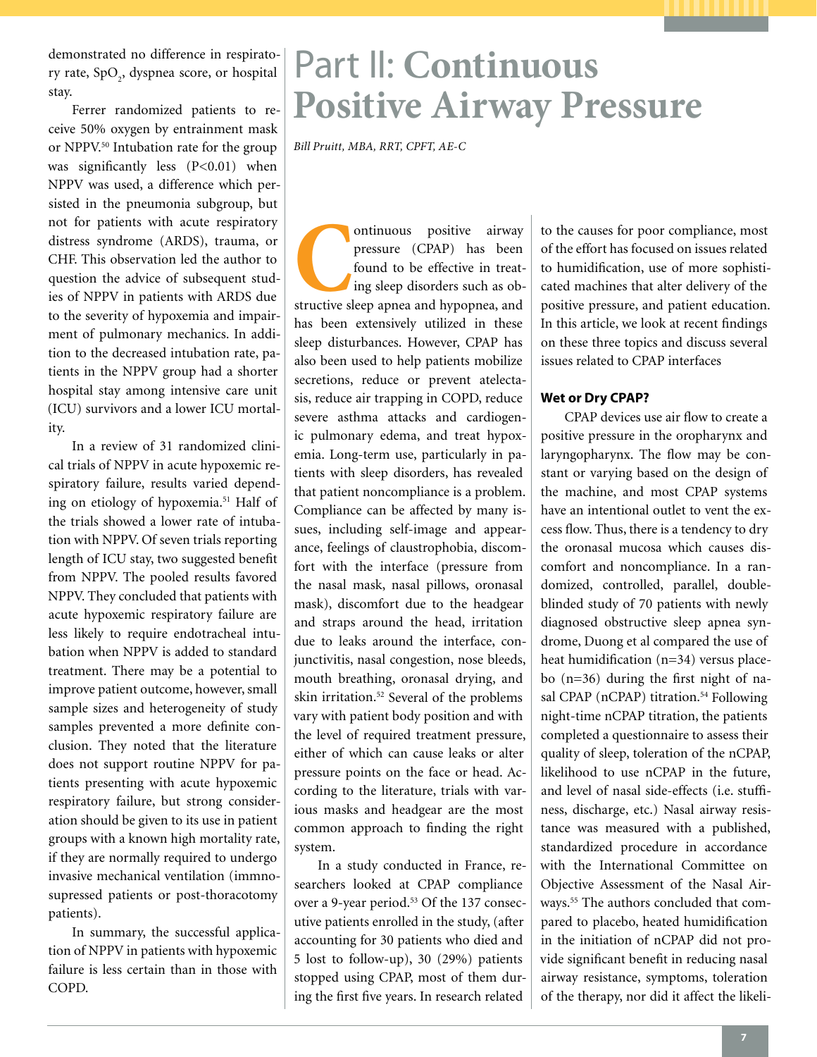demonstrated no difference in respiratory rate, $SpO_2$, dyspnea score, or hospital stay.

Ferrer randomized patients to receive 50% oxygen by entrainment mask or NPPV.[50] Intubation rate for the group was significantly less ($P<0.01$) when NPPV was used, a difference which persisted in the pneumonia subgroup, but not for patients with acute respiratory distress syndrome (ARDS), trauma, or CHF. This observation led the author to question the advice of subsequent studies of NPPV in patients with ARDS due to the severity of hypoxemia and impairment of pulmonary mechanics. In addition to the decreased intubation rate, patients in the NPPV group had a shorter hospital stay among intensive care unit (ICU) survivors and a lower ICU mortality.

In a review of 31 randomized clinical trials of NPPV in acute hypoxemic respiratory failure, results varied depending on etiology of hypoxemia.[51] Half of the trials showed a lower rate of intubation with NPPV. Of seven trials reporting length of ICU stay, two suggested benefit from NPPV. The pooled results favored NPPV. They concluded that patients with acute hypoxemic respiratory failure are less likely to require endotracheal intubation when NPPV is added to standard treatment. There may be a potential to improve patient outcome, however, small sample sizes and heterogeneity of study samples prevented a more definite conclusion. They noted that the literature does not support routine NPPV for patients presenting with acute hypoxemic respiratory failure, but strong consideration should be given to its use in patient groups with a known high mortality rate, if they are normally required to undergo invasive mechanical ventilation (immnosupressed patients or post-thoracotomy patients).

In summary, the successful application of NPPV in patients with hypoxemic failure is less certain than in those with COPD.

# Part II: Continuous Positive Airway Pressure

*Bill Pruitt, MBA, RRT, CPFT, AE-C*

Continuous positive airway pressure (CPAP) has been found to be effective in treating sleep disorders such as obstructive sleep apnea and hypopnea, and has been extensively utilized in these sleep disturbances. However, CPAP has also been used to help patients mobilize secretions, reduce or prevent atelectasis, reduce air trapping in COPD, reduce severe asthma attacks and cardiogenic pulmonary edema, and treat hypoxemia. Long-term use, particularly in patients with sleep disorders, has revealed that patient noncompliance is a problem. Compliance can be affected by many issues, including self-image and appearance, feelings of claustrophobia, discomfort with the interface (pressure from the nasal mask, nasal pillows, oronasal mask), discomfort due to the headgear and straps around the head, irritation due to leaks around the interface, conjunctivitis, nasal congestion, nose bleeds, mouth breathing, oronasal drying, and skin irritation.[52] Several of the problems vary with patient body position and with the level of required treatment pressure, either of which can cause leaks or alter pressure points on the face or head. According to the literature, trials with various masks and headgear are the most common approach to finding the right system.

In a study conducted in France, researchers looked at CPAP compliance over a 9-year period.[53] Of the 137 consecutive patients enrolled in the study, (after accounting for 30 patients who died and 5 lost to follow-up), 30 (29%) patients stopped using CPAP, most of them during the first five years. In research related to the causes for poor compliance, most of the effort has focused on issues related to humidification, use of more sophisticated machines that alter delivery of the positive pressure, and patient education. In this article, we look at recent findings on these three topics and discuss several issues related to CPAP interfaces

### Wet or Dry CPAP?

CPAP devices use air flow to create a positive pressure in the oropharynx and laryngopharynx. The flow may be constant or varying based on the design of the machine, and most CPAP systems have an intentional outlet to vent the excess flow. Thus, there is a tendency to dry the oronasal mucosa which causes discomfort and noncompliance. In a randomized, controlled, parallel, double-blinded study of 70 patients with newly diagnosed obstructive sleep apnea syndrome, Duong et al compared the use of heat humidification (n=34) versus placebo (n=36) during the first night of nasal CPAP (nCPAP) titration.[54] Following night-time nCPAP titration, the patients completed a questionnaire to assess their quality of sleep, toleration of the nCPAP, likelihood to use nCPAP in the future, and level of nasal side-effects (i.e. stuffiness, discharge, etc.) Nasal airway resistance was measured with a published, standardized procedure in accordance with the International Committee on Objective Assessment of the Nasal Airways.[55] The authors concluded that compared to placebo, heated humidification in the initiation of nCPAP did not provide significant benefit in reducing nasal airway resistance, symptoms, toleration of the therapy, nor did it affect the likeli-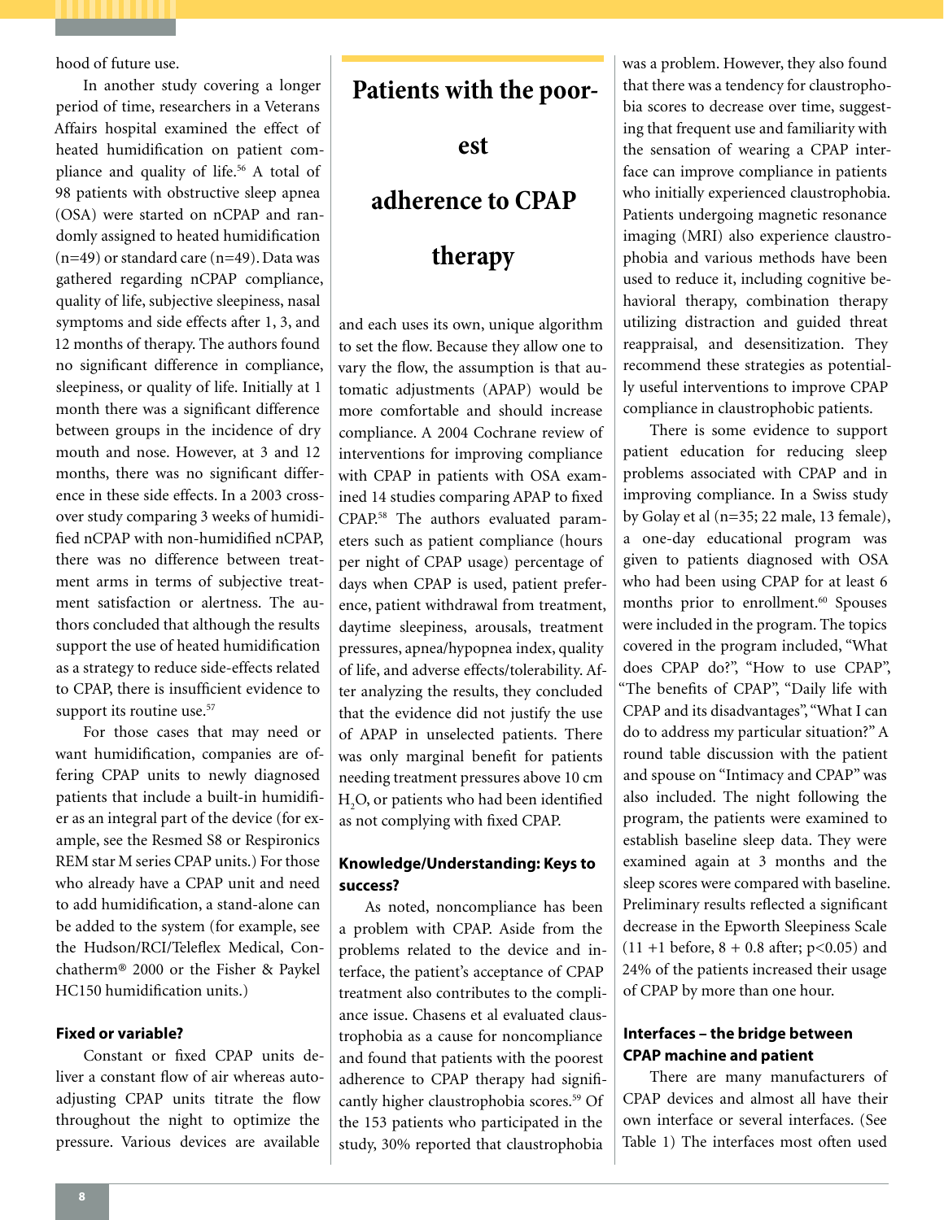hood of future use.

In another study covering a longer period of time, researchers in a Veterans Affairs hospital examined the effect of heated humidification on patient compliance and quality of life.[56] A total of 98 patients with obstructive sleep apnea (OSA) were started on nCPAP and randomly assigned to heated humidification (n=49) or standard care (n=49). Data was gathered regarding nCPAP compliance, quality of life, subjective sleepiness, nasal symptoms and side effects after 1, 3, and 12 months of therapy. The authors found no significant difference in compliance, sleepiness, or quality of life. Initially at 1 month there was a significant difference between groups in the incidence of dry mouth and nose. However, at 3 and 12 months, there was no significant difference in these side effects. In a 2003 crossover study comparing 3 weeks of humidified nCPAP with non-humidified nCPAP, there was no difference between treatment arms in terms of subjective treatment satisfaction or alertness. The authors concluded that although the results support the use of heated humidification as a strategy to reduce side-effects related to CPAP, there is insufficient evidence to support its routine use.[57]

For those cases that may need or want humidification, companies are offering CPAP units to newly diagnosed patients that include a built-in humidifier as an integral part of the device (for example, see the Resmed S8 or Respironics REM star M series CPAP units.) For those who already have a CPAP unit and need to add humidification, a stand-alone can be added to the system (for example, see the Hudson/RCI/Teleflex Medical, Conchatherm® 2000 or the Fisher & Paykel HC150 humidification units.)

### Fixed or variable?

Constant or fixed CPAP units deliver a constant flow of air whereas auto-adjusting CPAP units titrate the flow throughout the night to optimize the pressure. Various devices are available and each uses its own, unique algorithm to set the flow. Because they allow one to vary the flow, the assumption is that automatic adjustments (APAP) would be more comfortable and should increase compliance. A 2004 Cochrane review of interventions for improving compliance with CPAP in patients with OSA examined 14 studies comparing APAP to fixed CPAP.[58] The authors evaluated parameters such as patient compliance (hours per night of CPAP usage) percentage of days when CPAP is used, patient preference, patient withdrawal from treatment, daytime sleepiness, arousals, treatment pressures, apnea/hypopnea index, quality of life, and adverse effects/tolerability. After analyzing the results, they concluded that the evidence did not justify the use of APAP in unselected patients. There was only marginal benefit for patients needing treatment pressures above 10 cm $H_2O$, or patients who had been identified as not complying with fixed CPAP.

**Patients with the poorest adherence to CPAP therapy**

### Knowledge/Understanding: Keys to success?

As noted, noncompliance has been a problem with CPAP. Aside from the problems related to the device and interface, the patient's acceptance of CPAP treatment also contributes to the compliance issue. Chasens et al evaluated claustrophobia as a cause for noncompliance and found that patients with the poorest adherence to CPAP therapy had significantly higher claustrophobia scores.[59] Of the 153 patients who participated in the study, 30% reported that claustrophobia was a problem. However, they also found that there was a tendency for claustrophobia scores to decrease over time, suggesting that frequent use and familiarity with the sensation of wearing a CPAP interface can improve compliance in patients who initially experienced claustrophobia. Patients undergoing magnetic resonance imaging (MRI) also experience claustrophobia and various methods have been used to reduce it, including cognitive behavioral therapy, combination therapy utilizing distraction and guided threat reappraisal, and desensitization. They recommend these strategies as potentially useful interventions to improve CPAP compliance in claustrophobic patients.

There is some evidence to support patient education for reducing sleep problems associated with CPAP and in improving compliance. In a Swiss study by Golay et al (n=35; 22 male, 13 female), a one-day educational program was given to patients diagnosed with OSA who had been using CPAP for at least 6 months prior to enrollment.[60] Spouses were included in the program. The topics covered in the program included, "What does CPAP do?", "How to use CPAP", "The benefits of CPAP", "Daily life with CPAP and its disadvantages", "What I can do to address my particular situation?" A round table discussion with the patient and spouse on "Intimacy and CPAP" was also included. The night following the program, the patients were examined to establish baseline sleep data. They were examined again at 3 months and the sleep scores were compared with baseline. Preliminary results reflected a significant decrease in the Epworth Sleepiness Scale (11 +1 before, 8 + 0.8 after; $p<0.05$) and 24% of the patients increased their usage of CPAP by more than one hour.

### Interfaces – the bridge between CPAP machine and patient

There are many manufacturers of CPAP devices and almost all have their own interface or several interfaces. (See Table 1) The interfaces most often used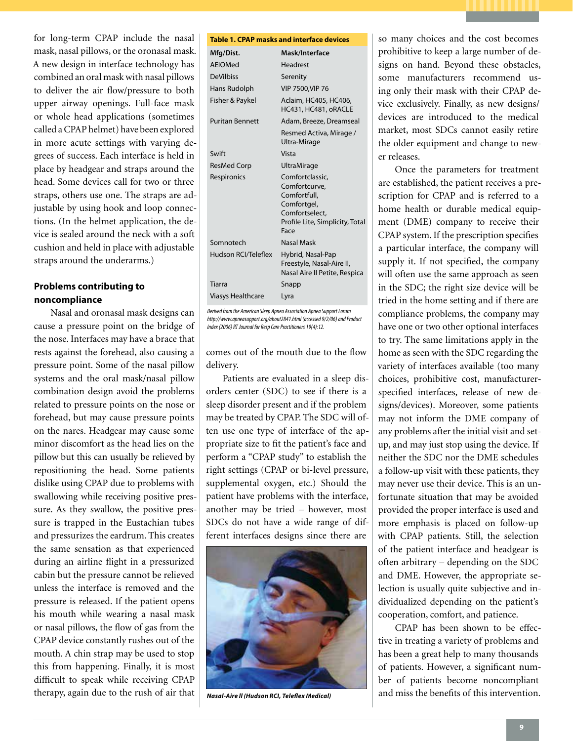for long-term CPAP include the nasal mask, nasal pillows, or the oronasal mask. A new design in interface technology has combined an oral mask with nasal pillows to deliver the air flow/pressure to both upper airway openings. Full-face mask or whole head applications (sometimes called a CPAP helmet) have been explored in more acute settings with varying degrees of success. Each interface is held in place by headgear and straps around the head. Some devices call for two or three straps, others use one. The straps are adjustable by using hook and loop connections. (In the helmet application, the device is sealed around the neck with a soft cushion and held in place with adjustable straps around the underarms.)

### Problems contributing to noncompliance

Nasal and oronasal mask designs can cause a pressure point on the bridge of the nose. Interfaces may have a brace that rests against the forehead, also causing a pressure point. Some of the nasal pillow systems and the oral mask/nasal pillow combination design avoid the problems related to pressure points on the nose or forehead, but may cause pressure points on the nares. Headgear may cause some minor discomfort as the head lies on the pillow but this can usually be relieved by repositioning the head. Some patients dislike using CPAP due to problems with swallowing while receiving positive pressure. As they swallow, the positive pressure is trapped in the Eustachian tubes and pressurizes the eardrum. This creates the same sensation as that experienced during an airline flight in a pressurized cabin but the pressure cannot be relieved unless the interface is removed and the pressure is released. If the patient opens his mouth while wearing a nasal mask or nasal pillows, the flow of gas from the CPAP device constantly rushes out of the mouth. A chin strap may be used to stop this from happening. Finally, it is most difficult to speak while receiving CPAP therapy, again due to the rush of air that comes out of the mouth due to the flow delivery.

**Table 1. CPAP masks and interface devices**

| Mfg/Dist. | Mask/Interface |
|---|---|
| AEIOMed | Headrest |
| DeVilbiss | Serenity |
| Hans Rudolph | VIP 7500,VIP 76 |
| Fisher & Paykel | Aclaim, HC405, HC406, HC431, HC481, oRACLE |
| Puritan Bennett | Adam, Breeze, Dreamseal |
| | Resmed Activa, Mirage / Ultra-Mirage |
| Swift | Vista |
| ResMed Corp | UltraMirage |
| Respironics | Comfortclassic, Comfortcurve, Comfortfull, Comfortgel, Comfortselect, Profile Lite, Simplicity, Total Face |
| Somnotech | Nasal Mask |
| Hudson RCI/Teleflex | Hybrid, Nasal-Pap Freestyle, Nasal-Aire II, Nasal Aire II Petite, Respica |
| Tiarra | Snapp |
| Viasys Healthcare | Lyra |

*Derived from the American Sleep Apnea Association Apnea Support Forum http://www.apneasupport.org/about2841.html (accessed 9/2/06) and Product Index (2006) RT Journal for Resp Care Practitioners 19(4):12.*

Patients are evaluated in a sleep disorders center (SDC) to see if there is a sleep disorder present and if the problem may be treated by CPAP. The SDC will often use one type of interface of the appropriate size to fit the patient's face and perform a "CPAP study" to establish the right settings (CPAP or bi-level pressure, supplemental oxygen, etc.) Should the patient have problems with the interface, another may be tried – however, most SDCs do not have a wide range of different interfaces designs since there are so many choices and the cost becomes prohibitive to keep a large number of designs on hand. Beyond these obstacles, some manufacturers recommend using only their mask with their CPAP device exclusively. Finally, as new designs/devices are introduced to the medical market, most SDCs cannot easily retire the older equipment and change to newer releases.

*Nasal-Aire II (Hudson RCI, Teleflex Medical)*

Once the parameters for treatment are established, the patient receives a prescription for CPAP and is referred to a home health or durable medical equipment (DME) company to receive their CPAP system. If the prescription specifies a particular interface, the company will supply it. If not specified, the company will often use the same approach as seen in the SDC; the right size device will be tried in the home setting and if there are compliance problems, the company may have one or two other optional interfaces to try. The same limitations apply in the home as seen with the SDC regarding the variety of interfaces available (too many choices, prohibitive cost, manufacturer-specified interfaces, release of new designs/devices). Moreover, some patients may not inform the DME company of any problems after the initial visit and set-up, and may just stop using the device. If neither the SDC nor the DME schedules a follow-up visit with these patients, they may never use their device. This is an unfortunate situation that may be avoided provided the proper interface is used and more emphasis is placed on follow-up with CPAP patients. Still, the selection of the patient interface and headgear is often arbitrary – depending on the SDC and DME. However, the appropriate selection is usually quite subjective and individualized depending on the patient's cooperation, comfort, and patience.

CPAP has been shown to be effective in treating a variety of problems and has been a great help to many thousands of patients. However, a significant number of patients become noncompliant and miss the benefits of this intervention.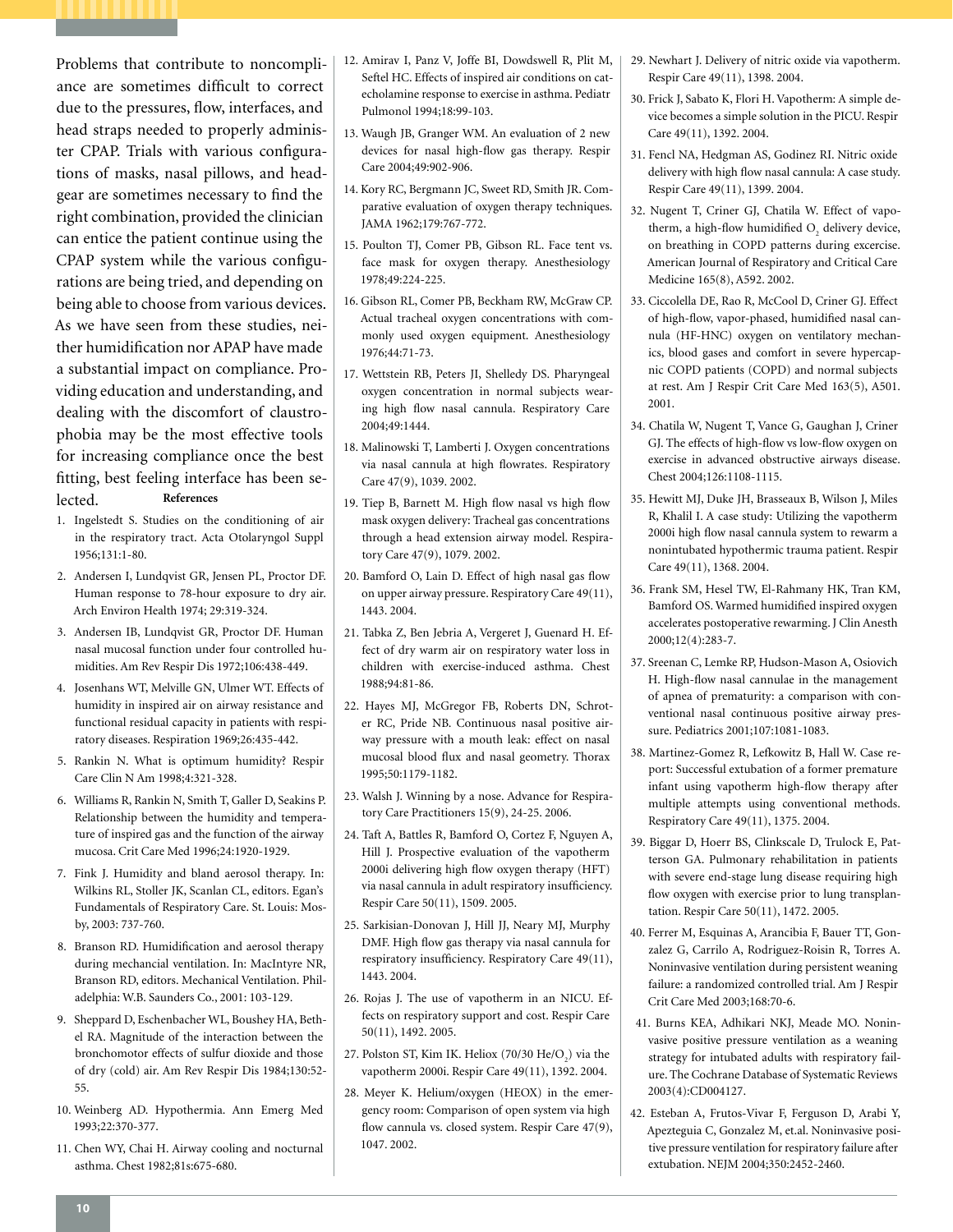Problems that contribute to noncompliance are sometimes difficult to correct due to the pressures, flow, interfaces, and head straps needed to properly administer CPAP. Trials with various configurations of masks, nasal pillows, and headgear are sometimes necessary to find the right combination, provided the clinician can entice the patient continue using the CPAP system while the various configurations are being tried, and depending on being able to choose from various devices. As we have seen from these studies, neither humidification nor APAP have made a substantial impact on compliance. Providing education and understanding, and dealing with the discomfort of claustrophobia may be the most effective tools for increasing compliance once the best fitting, best feeling interface has been selected.

## References

1. Ingelstedt S. Studies on the conditioning of air in the respiratory tract. Acta Otolaryngol Suppl 1956;131:1-80.
2. Andersen I, Lundqvist GR, Jensen PL, Proctor DF. Human response to 78-hour exposure to dry air. Arch Environ Health 1974; 29:319-324.
3. Andersen IB, Lundqvist GR, Proctor DF. Human nasal mucosal function under four controlled humidities. Am Rev Respir Dis 1972;106:438-449.
4. Josenhans WT, Melville GN, Ulmer WT. Effects of humidity in inspired air on airway resistance and functional residual capacity in patients with respiratory diseases. Respiration 1969;26:435-442.
5. Rankin N. What is optimum humidity? Respir Care Clin N Am 1998;4:321-328.
6. Williams R, Rankin N, Smith T, Galler D, Seakins P. Relationship between the humidity and temperature of inspired gas and the function of the airway mucosa. Crit Care Med 1996;24:1920-1929.
7. Fink J. Humidity and bland aerosol therapy. In: Wilkins RL, Stoller JK, Scanlan CL, editors. Egan's Fundamentals of Respiratory Care. St. Louis: Mosby, 2003: 737-760.
8. Branson RD. Humidification and aerosol therapy during mechancial ventilation. In: MacIntyre NR, Branson RD, editors. Mechanical Ventilation. Philadelphia: W.B. Saunders Co., 2001: 103-129.
9. Sheppard D, Eschenbacher WL, Boushey HA, Bethel RA. Magnitude of the interaction between the bronchomotor effects of sulfur dioxide and those of dry (cold) air. Am Rev Respir Dis 1984;130:52-55.
10. Weinberg AD. Hypothermia. Ann Emerg Med 1993;22:370-377.
11. Chen WY, Chai H. Airway cooling and nocturnal asthma. Chest 1982;81s:675-680.
12. Amirav I, Panz V, Joffe BI, Dowdswell R, Plit M, Seftel HC. Effects of inspired air conditions on catecholamine response to exercise in asthma. Pediatr Pulmonol 1994;18:99-103.
13. Waugh JB, Granger WM. An evaluation of 2 new devices for nasal high-flow gas therapy. Respir Care 2004;49:902-906.
14. Kory RC, Bergmann JC, Sweet RD, Smith JR. Comparative evaluation of oxygen therapy techniques. JAMA 1962;179:767-772.
15. Poulton TJ, Comer PB, Gibson RL. Face tent vs. face mask for oxygen therapy. Anesthesiology 1978;49:224-225.
16. Gibson RL, Comer PB, Beckham RW, McGraw CP. Actual tracheal oxygen concentrations with commonly used oxygen equipment. Anesthesiology 1976;44:71-73.
17. Wettstein RB, Peters JI, Shelledy DS. Pharyngeal oxygen concentration in normal subjects wearing high flow nasal cannula. Respiratory Care 2004;49:1444.
18. Malinowski T, Lamberti J. Oxygen concentrations via nasal cannula at high flowrates. Respiratory Care 47(9), 1039. 2002.
19. Tiep B, Barnett M. High flow nasal vs high flow mask oxygen delivery: Tracheal gas concentrations through a head extension airway model. Respiratory Care 47(9), 1079. 2002.
20. Bamford O, Lain D. Effect of high nasal gas flow on upper airway pressure. Respiratory Care 49(11), 1443. 2004.
21. Tabka Z, Ben Jebria A, Vergeret J, Guenard H. Effect of dry warm air on respiratory water loss in children with exercise-induced asthma. Chest 1988;94:81-86.
22. Hayes MJ, McGregor FB, Roberts DN, Schroter RC, Pride NB. Continuous nasal positive airway pressure with a mouth leak: effect on nasal mucosal blood flux and nasal geometry. Thorax 1995;50:1179-1182.
23. Walsh J. Winning by a nose. Advance for Respiratory Care Practitioners 15(9), 24-25. 2006.
24. Taft A, Battles R, Bamford O, Cortez F, Nguyen A, Hill J. Prospective evaluation of the vapotherm 2000i delivering high flow oxygen therapy (HFT) via nasal cannula in adult respiratory insufficiency. Respir Care 50(11), 1509. 2005.
25. Sarkisian-Donovan J, Hill JJ, Neary MJ, Murphy DMF. High flow gas therapy via nasal cannula for respiratory insufficiency. Respiratory Care 49(11), 1443. 2004.
26. Rojas J. The use of vapotherm in an NICU. Effects on respiratory support and cost. Respir Care 50(11), 1492. 2005.
27. Polston ST, Kim IK. Heliox (70/30 He/$O_2$) via the vapotherm 2000i. Respir Care 49(11), 1392. 2004.
28. Meyer K. Helium/oxygen (HEOX) in the emergency room: Comparison of open system via high flow cannula vs. closed system. Respir Care 47(9), 1047. 2002.
29. Newhart J. Delivery of nitric oxide via vapotherm. Respir Care 49(11), 1398. 2004.
30. Frick J, Sabato K, Flori H. Vapotherm: A simple device becomes a simple solution in the PICU. Respir Care 49(11), 1392. 2004.
31. Fencl NA, Hedgman AS, Godinez RI. Nitric oxide delivery with high flow nasal cannula: A case study. Respir Care 49(11), 1399. 2004.
32. Nugent T, Criner GJ, Chatila W. Effect of vapotherm, a high-flow humidified $O_2$ delivery device, on breathing in COPD patterns during excercise. American Journal of Respiratory and Critical Care Medicine 165(8), A592. 2002.
33. Ciccolella DE, Rao R, McCool D, Criner GJ. Effect of high-flow, vapor-phased, humidified nasal cannula (HF-HNC) oxygen on ventilatory mechanics, blood gases and comfort in severe hypercapnic COPD patients (COPD) and normal subjects at rest. Am J Respir Crit Care Med 163(5), A501. 2001.
34. Chatila W, Nugent T, Vance G, Gaughan J, Criner GJ. The effects of high-flow vs low-flow oxygen on exercise in advanced obstructive airways disease. Chest 2004;126:1108-1115.
35. Hewitt MJ, Duke JH, Brasseaux B, Wilson J, Miles R, Khalil I. A case study: Utilizing the vapotherm 2000i high flow nasal cannula system to rewarm a nonintubated hypothermic trauma patient. Respir Care 49(11), 1368. 2004.
36. Frank SM, Hesel TW, El-Rahmany HK, Tran KM, Bamford OS. Warmed humidified inspired oxygen accelerates postoperative rewarming. J Clin Anesth 2000;12(4):283-7.
37. Sreenan C, Lemke RP, Hudson-Mason A, Osiovich H. High-flow nasal cannulae in the management of apnea of prematurity: a comparison with conventional nasal continuous positive airway pressure. Pediatrics 2001;107:1081-1083.
38. Martinez-Gomez R, Lefkowitz B, Hall W. Case report: Successful extubation of a former premature infant using vapotherm high-flow therapy after multiple attempts using conventional methods. Respiratory Care 49(11), 1375. 2004.
39. Biggar D, Hoerr BS, Clinkscale D, Trulock E, Patterson GA. Pulmonary rehabilitation in patients with severe end-stage lung disease requiring high flow oxygen with exercise prior to lung transplantation. Respir Care 50(11), 1472. 2005.
40. Ferrer M, Esquinas A, Arancibia F, Bauer TT, Gonzalez G, Carrilo A, Rodriguez-Roisin R, Torres A. Noninvasive ventilation during persistent weaning failure: a randomized controlled trial. Am J Respir Crit Care Med 2003;168:70-6.
41. Burns KEA, Adhikari NKJ, Meade MO. Noninvasive positive pressure ventilation as a weaning strategy for intubated adults with respiratory failure. The Cochrane Database of Systematic Reviews 2003(4):CD004127.
42. Esteban A, Frutos-Vivar F, Ferguson D, Arabi Y, Apezteguia C, Gonzalez M, et.al. Noninvasive positive pressure ventilation for respiratory failure after extubation. NEJM 2004;350:2452-2460.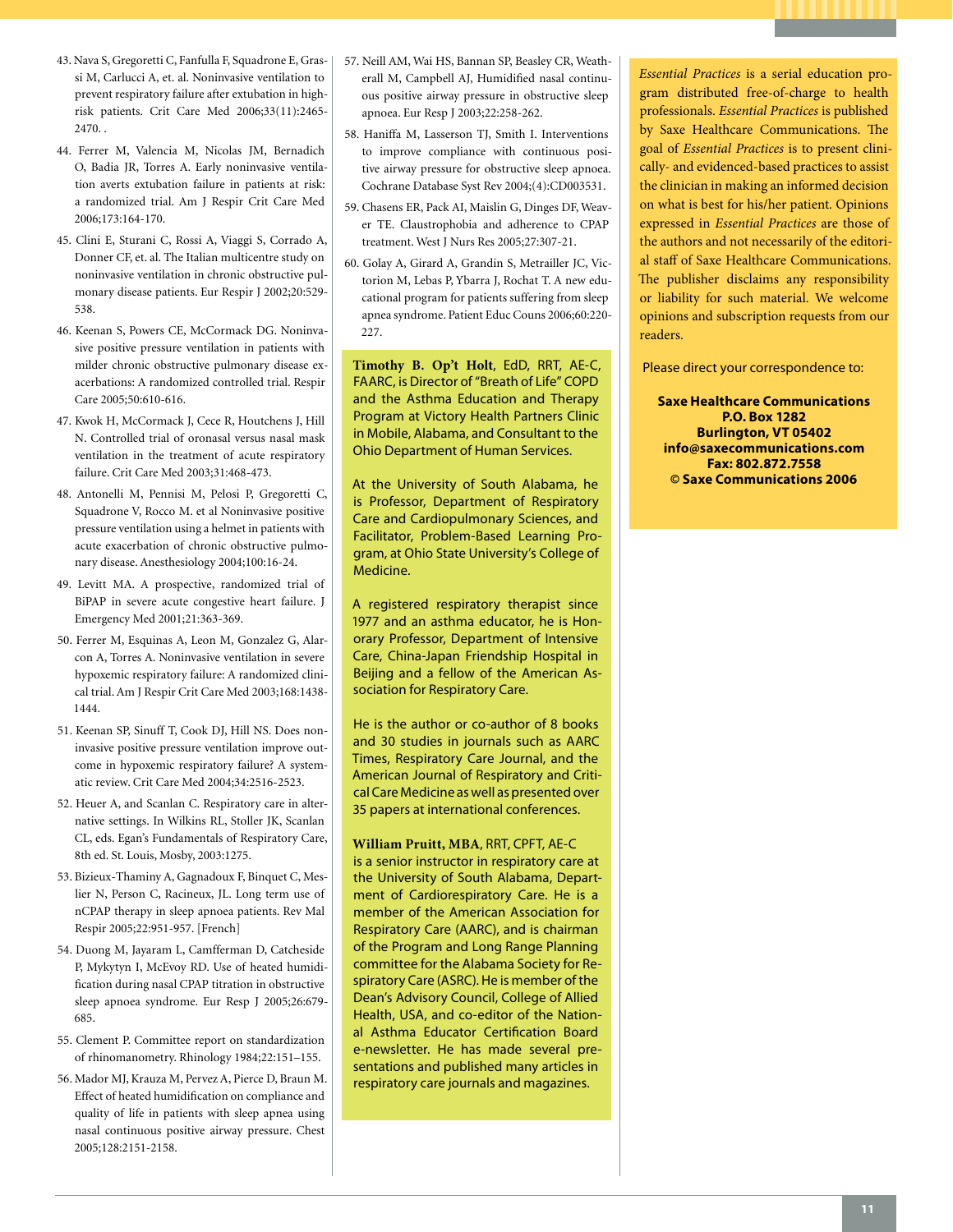43. Nava S, Gregoretti C, Fanfulla F, Squadrone E, Grassi M, Carlucci A, et. al. Noninvasive ventilation to prevent respiratory failure after extubation in high-risk patients. Crit Care Med 2006;33(11):2465-2470. .

44. Ferrer M, Valencia M, Nicolas JM, Bernadich O, Badia JR, Torres A. Early noninvasive ventilation averts extubation failure in patients at risk: a randomized trial. Am J Respir Crit Care Med 2006;173:164-170.

45. Clini E, Sturani C, Rossi A, Viaggi S, Corrado A, Donner CF, et. al. The Italian multicentre study on noninvasive ventilation in chronic obstructive pulmonary disease patients. Eur Respir J 2002;20:529-538.

46. Keenan S, Powers CE, McCormack DG. Noninvasive positive pressure ventilation in patients with milder chronic obstructive pulmonary disease exacerbations: A randomized controlled trial. Respir Care 2005;50:610-616.

47. Kwok H, McCormack J, Cece R, Houtchens J, Hill N. Controlled trial of oronasal versus nasal mask ventilation in the treatment of acute respiratory failure. Crit Care Med 2003;31:468-473.

48. Antonelli M, Pennisi M, Pelosi P, Gregoretti C, Squadrone V, Rocco M. et al Noninvasive positive pressure ventilation using a helmet in patients with acute exacerbation of chronic obstructive pulmonary disease. Anesthesiology 2004;100:16-24.

49. Levitt MA. A prospective, randomized trial of BiPAP in severe acute congestive heart failure. J Emergency Med 2001;21:363-369.

50. Ferrer M, Esquinas A, Leon M, Gonzalez G, Alarcon A, Torres A. Noninvasive ventilation in severe hypoxemic respiratory failure: A randomized clinical trial. Am J Respir Crit Care Med 2003;168:1438-1444.

51. Keenan SP, Sinuff T, Cook DJ, Hill NS. Does noninvasive positive pressure ventilation improve outcome in hypoxemic respiratory failure? A systematic review. Crit Care Med 2004;34:2516-2523.

52. Heuer A, and Scanlan C. Respiratory care in alternative settings. In Wilkins RL, Stoller JK, Scanlan CL, eds. Egan's Fundamentals of Respiratory Care, 8th ed. St. Louis, Mosby, 2003:1275.

53. Bizieux-Thaminy A, Gagnadoux F, Binquet C, Meslier N, Person C, Racineux, JL. Long term use of nCPAP therapy in sleep apnoea patients. Rev Mal Respir 2005;22:951-957. [French]

54. Duong M, Jayaram L, Camfferman D, Catcheside P, Mykytyn I, McEvoy RD. Use of heated humidification during nasal CPAP titration in obstructive sleep apnoea syndrome. Eur Resp J 2005;26:679-685.

55. Clement P. Committee report on standardization of rhinomanometry. Rhinology 1984;22:151–155.

56. Mador MJ, Krauza M, Pervez A, Pierce D, Braun M. Effect of heated humidification on compliance and quality of life in patients with sleep apnea using nasal continuous positive airway pressure. Chest 2005;128:2151-2158.

57. Neill AM, Wai HS, Bannan SP, Beasley CR, Weatherall M, Campbell AJ, Humidified nasal continuous positive airway pressure in obstructive sleep apnoea. Eur Resp J 2003;22:258-262.

58. Haniffa M, Lasserson TJ, Smith I. Interventions to improve compliance with continuous positive airway pressure for obstructive sleep apnoea. Cochrane Database Syst Rev 2004;(4):CD003531.

59. Chasens ER, Pack AI, Maislin G, Dinges DF, Weaver TE. Claustrophobia and adherence to CPAP treatment. West J Nurs Res 2005;27:307-21.

60. Golay A, Girard A, Grandin S, Metrailler JC, Victorion M, Lebas P, Ybarra J, Rochat T. A new educational program for patients suffering from sleep apnea syndrome. Patient Educ Couns 2006;60:220-227.

**Timothy B. Op't Holt**, EdD, RRT, AE-C, FAARC, is Director of "Breath of Life" COPD and the Asthma Education and Therapy Program at Victory Health Partners Clinic in Mobile, Alabama, and Consultant to the Ohio Department of Human Services.

At the University of South Alabama, he is Professor, Department of Respiratory Care and Cardiopulmonary Sciences, and Facilitator, Problem-Based Learning Program, at Ohio State University's College of Medicine.

A registered respiratory therapist since 1977 and an asthma educator, he is Honorary Professor, Department of Intensive Care, China-Japan Friendship Hospital in Beijing and a fellow of the American Association for Respiratory Care.

He is the author or co-author of 8 books and 30 studies in journals such as AARC Times, Respiratory Care Journal, and the American Journal of Respiratory and Critical Care Medicine as well as presented over 35 papers at international conferences.

**William Pruitt, MBA**, RRT, CPFT, AE-C is a senior instructor in respiratory care at the University of South Alabama, Department of Cardiorespiratory Care. He is a member of the American Association for Respiratory Care (AARC), and is chairman of the Program and Long Range Planning committee for the Alabama Society for Respiratory Care (ASRC). He is member of the Dean's Advisory Council, College of Allied Health, USA, and co-editor of the National Asthma Educator Certification Board e-newsletter. He has made several presentations and published many articles in respiratory care journals and magazines.

*Essential Practices* is a serial education program distributed free-of-charge to health professionals. *Essential Practices* is published by Saxe Healthcare Communications. The goal of *Essential Practices* is to present clinically- and evidenced-based practices to assist the clinician in making an informed decision on what is best for his/her patient. Opinions expressed in *Essential Practices* are those of the authors and not necessarily of the editorial staff of Saxe Healthcare Communications. The publisher disclaims any responsibility or liability for such material. We welcome opinions and subscription requests from our readers.

Please direct your correspondence to:

**Saxe Healthcare Communications**
**P.O. Box 1282**
**Burlington, VT 05402**
**info@saxecommunications.com**
**Fax: 802.872.7558**
**© Saxe Communications 2006**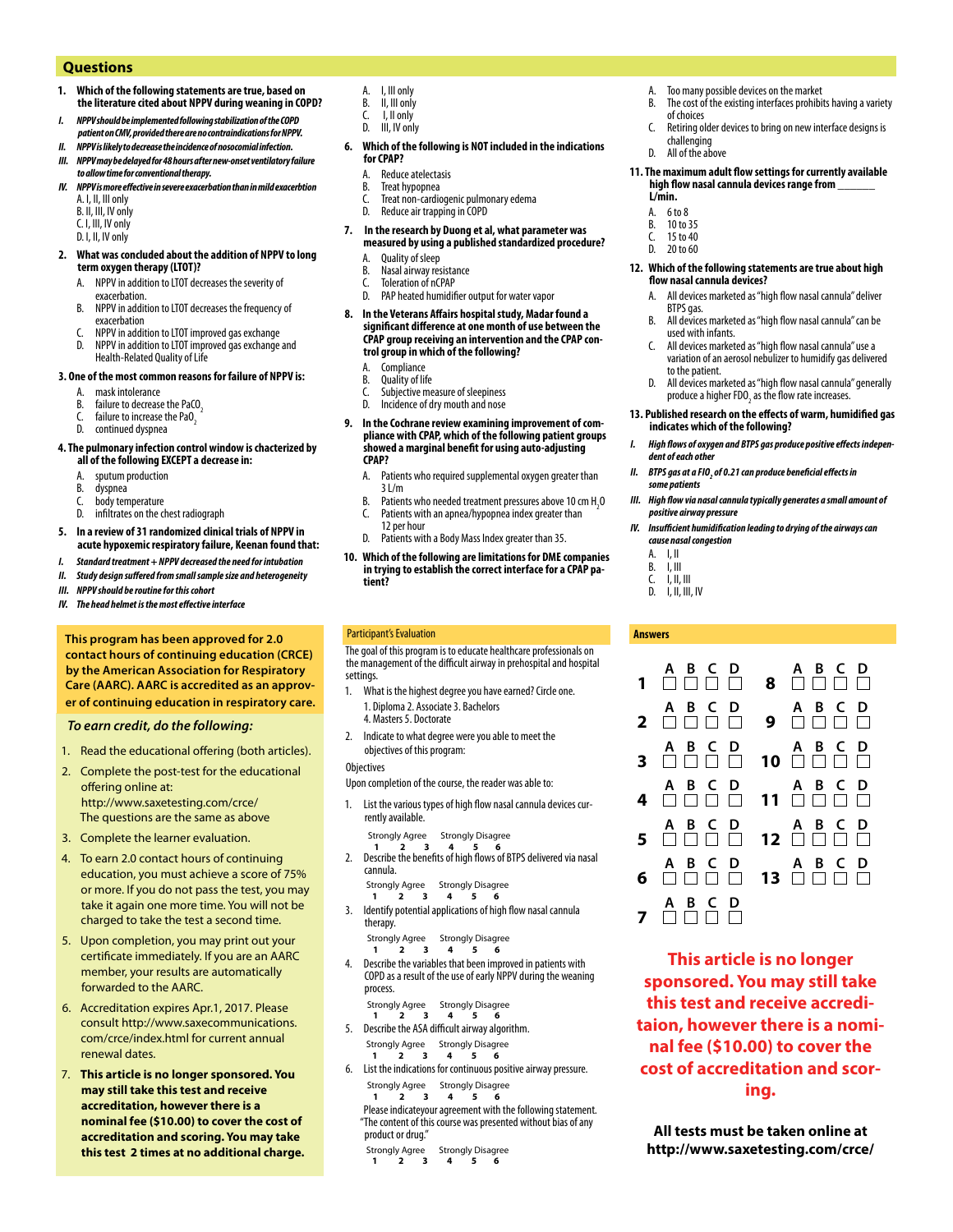## Questions

1. **Which of the following statements are true, based on the literature cited about NPPV during weaning in COPD?**

*I. NPPV should be implemented following stabilization of the COPD patient on CMV, provided there are no contraindications for NPPV.*

*II. NPPV is likely to decrease the incidence of nosocomial infection.*

*III. NPPV may be delayed for 48 hours after new-onset ventilatory failure to allow time for conventional therapy.*

*IV. NPPV is more effective in severe exacerbation than in mild exacerbtion*

A. I, II, III only
B. II, III, IV only
C. I, III, IV only
D. I, II, IV only

2. **What was concluded about the addition of NPPV to long term oxygen therapy (LTOT)?**
   - A. NPPV in addition to LTOT decreases the severity of exacerbation.
   - B. NPPV in addition to LTOT decreases the frequency of exacerbation
   - C. NPPV in addition to LTOT improved gas exchange
   - D. NPPV in addition to LTOT improved gas exchange and Health-Related Quality of Life

3. **One of the most common reasons for failure of NPPV is:**
   - A. mask intolerance
   - B. failure to decrease the $PaCO_2$
   - C. failure to increase the $PaO_2$
   - D. continued dyspnea

4. **The pulmonary infection control window is chacterized by all of the following EXCEPT a decrease in:**
   - A. sputum production
   - B. dyspnea
   - C. body temperature
   - D. infiltrates on the chest radiograph

5. **In a review of 31 randomized clinical trials of NPPV in acute hypoxemic respiratory failure, Keenan found that:**

*I. Standard treatment + NPPV decreased the need for intubation*

*II. Study design suffered from small sample size and heterogeneity*

*III. NPPV should be routine for this cohort*

*IV. The head helmet is the most effective interface*

A. I, III only
B. II, III only
C. I, II only
D. III, IV only

6. **Which of the following is NOT included in the indications for CPAP?**
   - A. Reduce atelectasis
   - B. Treat hypopnea
   - C. Treat non-cardiogenic pulmonary edema
   - D. Reduce air trapping in COPD

7. **In the research by Duong et al, what parameter was measured by using a published standardized procedure?**
   - A. Quality of sleep
   - B. Nasal airway resistance
   - C. Toleration of nCPAP
   - D. PAP heated humidifier output for water vapor

8. **In the Veterans Affairs hospital study, Madar found a significant difference at one month of use between the CPAP group receiving an intervention and the CPAP control group in which of the following?**
   - A. Compliance
   - B. Quality of life
   - C. Subjective measure of sleepiness
   - D. Incidence of dry mouth and nose

9. **In the Cochrane review examining improvement of compliance with CPAP, which of the following patient groups showed a marginal benefit for using auto-adjusting CPAP?**
   - A. Patients who required supplemental oxygen greater than 3 L/m
   - B. Patients who needed treatment pressures above 10 cm $H_2O$
   - C. Patients with an apnea/hypopnea index greater than 12 per hour
   - D. Patients with a Body Mass Index greater than 35.

10. **Which of the following are limitations for DME companies in trying to establish the correct interface for a CPAP patient?**
    - A. Too many possible devices on the market
    - B. The cost of the existing interfaces prohibits having a variety of choices
    - C. Retiring older devices to bring on new interface designs is challenging
    - D. All of the above

11. **The maximum adult flow settings for currently available high flow nasal cannula devices range from _______ L/min.**
    - A. 6 to 8
    - B. 10 to 35
    - C. 15 to 40
    - D. 20 to 60

12. **Which of the following statements are true about high flow nasal cannula devices?**
    - A. All devices marketed as "high flow nasal cannula" deliver BTPS gas.
    - B. All devices marketed as "high flow nasal cannula" can be used with infants.
    - C. All devices marketed as "high flow nasal cannula" use a variation of an aerosol nebulizer to humidify gas delivered to the patient.
    - D. All devices marketed as "high flow nasal cannula" generally produce a higher $FDO_2$ as the flow rate increases.

13. **Published research on the effects of warm, humidified gas indicates which of the following?**

*I. High flows of oxygen and BTPS gas produce positive effects independent of each other*

*II. BTPS gas at a $FIO_2$ of 0.21 can produce beneficial effects in some patients*

*III. High flow via nasal cannula typically generates a small amount of positive airway pressure*

*IV. Insufficient humidification leading to drying of the airways can cause nasal congestion*

A. I, II
B. I, III
C. I, II, III
D. I, II, III, IV

**This program has been approved for 2.0 contact hours of continuing education (CRCE) by the American Association for Respiratory Care (AARC). AARC is accredited as an approver of continuing education in respiratory care.**

*To earn credit, do the following:*

1. Read the educational offering (both articles).
2. Complete the post-test for the educational offering online at: http://www.saxetesting.com/crce/ The questions are the same as above
3. Complete the learner evaluation.
4. To earn 2.0 contact hours of continuing education, you must achieve a score of 75% or more. If you do not pass the test, you may take it again one more time. You will not be charged to take the test a second time.
5. Upon completion, you may print out your certificate immediately. If you are an AARC member, your results are automatically forwarded to the AARC.
6. Accreditation expires Apr.1, 2017. Please consult http://www.saxecommunications.com/crce/index.html for current annual renewal dates.
7. **This article is no longer sponsored. You may still take this test and receive accreditation, however there is a nominal fee ($10.00) to cover the cost of accreditation and scoring. You may take this test 2 times at no additional charge.**

### Participant's Evaluation

The goal of this program is to educate healthcare professionals on the management of the difficult airway in prehospital and hospital settings.

1. What is the highest degree you have earned? Circle one.
   1. Diploma 2. Associate 3. Bachelors
   4. Masters 5. Doctorate
2. Indicate to what degree were you able to meet the objectives of this program:

Objectives

Upon completion of the course, the reader was able to:

1. List the various types of high flow nasal cannula devices currently available.
   Strongly Agree Strongly Disagree
   1 2 3 4 5 6
2. Describe the benefits of high flows of BTPS delivered via nasal cannula.
   Strongly Agree Strongly Disagree
   1 2 3 4 5 6
3. Identify potential applications of high flow nasal cannula therapy.
   Strongly Agree Strongly Disagree
   1 2 3 4 5 6
4. Describe the variables that been improved in patients with COPD as a result of the use of early NPPV during the weaning process.
   Strongly Agree Strongly Disagree
   1 2 3 4 5 6
5. Describe the ASA difficult airway algorithm.
   Strongly Agree Strongly Disagree
   1 2 3 4 5 6
6. List the indications for continuous positive airway pressure.
   Strongly Agree Strongly Disagree
   1 2 3 4 5 6

Please indicateyour agreement with the following statement. "The content of this course was presented without bias of any product or drug."

Strongly Agree Strongly Disagree
1 2 3 4 5 6

### Answers

| | A | B | C | D | | A | B | C | D |
|---|---|---|---|---|---|---|---|---|---|
| 1 | ☐ | ☐ | ☐ | ☐ | 8 | ☐ | ☐ | ☐ | ☐ |
| 2 | ☐ | ☐ | ☐ | ☐ | 9 | ☐ | ☐ | ☐ | ☐ |
| 3 | ☐ | ☐ | ☐ | ☐ | 10 | ☐ | ☐ | ☐ | ☐ |
| 4 | ☐ | ☐ | ☐ | ☐ | 11 | ☐ | ☐ | ☐ | ☐ |
| 5 | ☐ | ☐ | ☐ | ☐ | 12 | ☐ | ☐ | ☐ | ☐ |
| 6 | ☐ | ☐ | ☐ | ☐ | 13 | ☐ | ☐ | ☐ | ☐ |
| 7 | ☐ | ☐ | ☐ | ☐ | | | | | |

**This article is no longer sponsored. You may still take this test and receive accreditaion, however there is a nominal fee ($10.00) to cover the cost of accreditation and scoring.**

**All tests must be taken online at http://www.saxetesting.com/crce/**